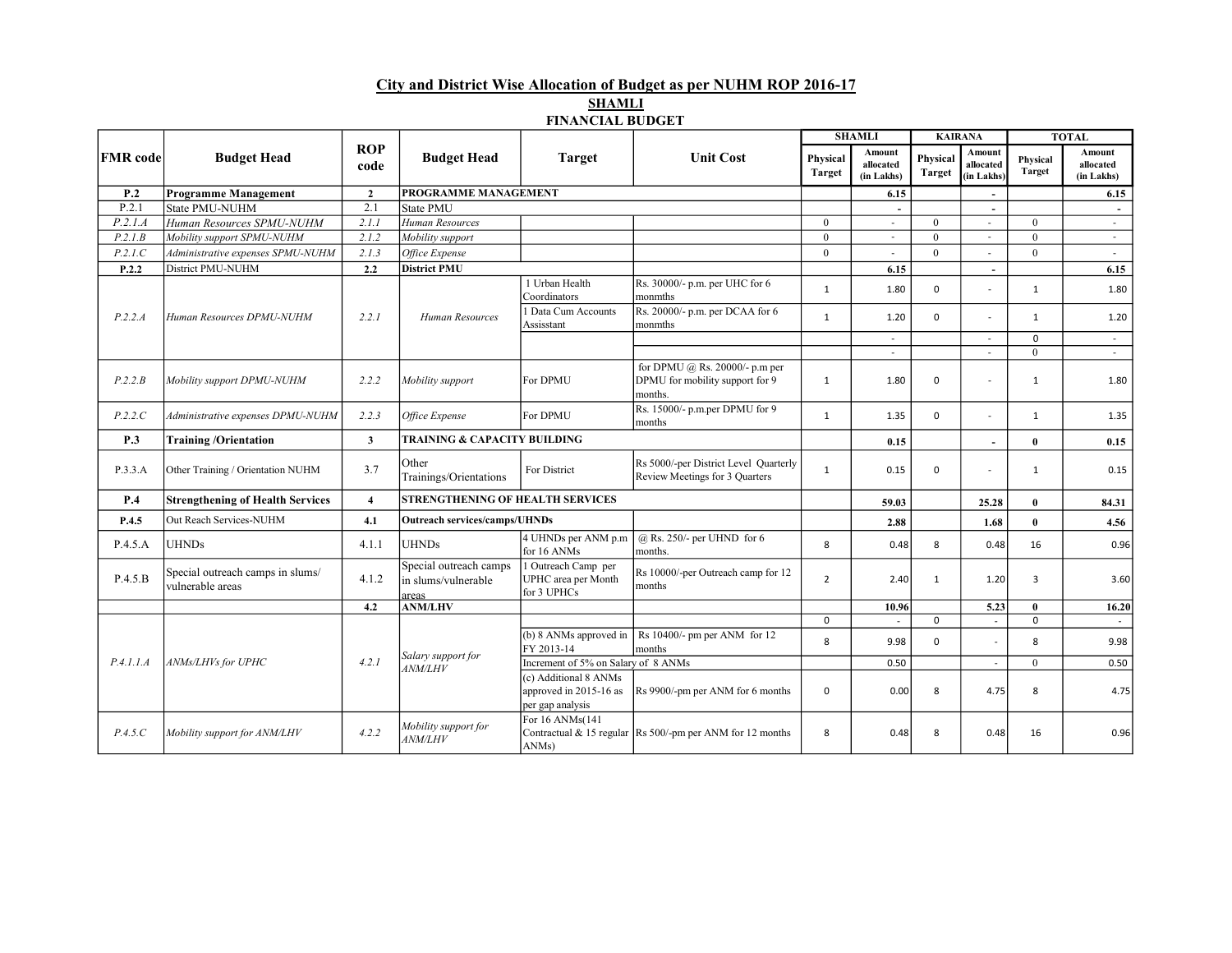## City and District Wise Allocation of Budget as per NUHM ROP 2016-17

### SHAMLI

### FINANCIAL BUDGET

| FMR code | Budget Head | ROP code | Budget Head | Target | Unit Cost | SHAMLI | | KAIRANA | | TOTAL | |
|---|---|---|---|---|---|---|---|---|---|---|---|
| | | | | | | Physical Target | Amount allocated (in Lakhs) | Physical Target | Amount allocated (in Lakhs) | Physical Target | Amount allocated (in Lakhs) |
| **P.2** | **Programme Management** | **2** | **PROGRAMME MANAGEMENT** | | | | **6.15** | | **-** | | **6.15** |
| P.2.1 | State PMU-NUHM | 2.1 | State PMU | | | | **-** | | **-** | | **-** |
| *P.2.1.A* | *Human Resources SPMU-NUHM* | *2.1.1* | *Human Resources* | | | 0 | - | 0 | - | 0 | - |
| *P.2.1.B* | *Mobility support SPMU-NUHM* | *2.1.2* | *Mobility support* | | | 0 | - | 0 | - | 0 | - |
| *P.2.1.C* | *Administrative expenses SPMU-NUHM* | *2.1.3* | *Office Expense* | | | 0 | - | 0 | - | 0 | - |
| **P.2.2** | District PMU-NUHM | **2.2** | **District PMU** | | | | **6.15** | | **-** | | **6.15** |
| *P.2.2.A* | *Human Resources DPMU-NUHM* | *2.2.1* | *Human Resources* | 1 Urban Health Coordinators | Rs. 30000/- p.m. per UHC for 6 monmths | 1 | 1.80 | 0 | - | 1 | 1.80 |
| | | | | 1 Data Cum Accounts Assisstant | Rs. 20000/- p.m. per DCAA for 6 monmths | 1 | 1.20 | 0 | - | 1 | 1.20 |
| | | | | | | | - | | - | 0 | - |
| | | | | | | | - | | - | 0 | - |
| *P.2.2.B* | *Mobility support DPMU-NUHM* | *2.2.2* | *Mobility support* | For DPMU | for DPMU @ Rs. 20000/- p.m per DPMU for mobility support for 9 months. | 1 | 1.80 | 0 | - | 1 | 1.80 |
| *P.2.2.C* | *Administrative expenses DPMU-NUHM* | *2.2.3* | *Office Expense* | For DPMU | Rs. 15000/- p.m.per DPMU for 9 months | 1 | 1.35 | 0 | - | 1 | 1.35 |
| **P.3** | **Training /Orientation** | **3** | **TRAINING & CAPACITY BUILDING** | | | | **0.15** | | **-** | **0** | **0.15** |
| P.3.3.A | Other Training / Orientation NUHM | 3.7 | Other Trainings/Orientations | For District | Rs 5000/-per District Level Quarterly Review Meetings for 3 Quarters | 1 | 0.15 | 0 | - | 1 | 0.15 |
| **P.4** | **Strengthening of Health Services** | **4** | **STRENGTHENING OF HEALTH SERVICES** | | | | **59.03** | | **25.28** | **0** | **84.31** |
| **P.4.5** | Out Reach Services-NUHM | **4.1** | **Outreach services/camps/UHNDs** | | | | **2.88** | | **1.68** | **0** | **4.56** |
| P.4.5.A | UHNDs | 4.1.1 | UHNDs | 4 UHNDs per ANM p.m for 16 ANMs | @ Rs. 250/- per UHND for 6 months. | 8 | 0.48 | 8 | 0.48 | 16 | 0.96 |
| P.4.5.B | Special outreach camps in slums/ vulnerable areas | 4.1.2 | Special outreach camps in slums/vulnerable areas | 1 Outreach Camp per UPHC area per Month for 3 UPHCs | Rs 10000/-per Outreach camp for 12 months | 2 | 2.40 | 1 | 1.20 | 3 | 3.60 |
| | | **4.2** | **ANM/LHV** | | | | **10.96** | | **5.23** | **0** | **16.20** |
| *P.4.1.1.A* | *ANMs/LHVs for UPHC* | *4.2.1* | *Salary support for ANM/LHV* | | | 0 | - | 0 | - | 0 | - |
| | | | | (b) 8 ANMs approved in FY 2013-14 | Rs 10400/- pm per ANM for 12 months | 8 | 9.98 | 0 | - | 8 | 9.98 |
| | | | | Increment of 5% on Salary of 8 ANMs | | | 0.50 | | - | 0 | 0.50 |
| | | | | (c) Additional 8 ANMs approved in 2015-16 as per gap analysis | Rs 9900/-pm per ANM for 6 months | 0 | 0.00 | 8 | 4.75 | 8 | 4.75 |
| *P.4.5.C* | *Mobility support for ANM/LHV* | *4.2.2* | *Mobility support for ANM/LHV* | For 16 ANMs(141 Contractual & 15 regular ANMs) | Rs 500/-pm per ANM for 12 months | 8 | 0.48 | 8 | 0.48 | 16 | 0.96 |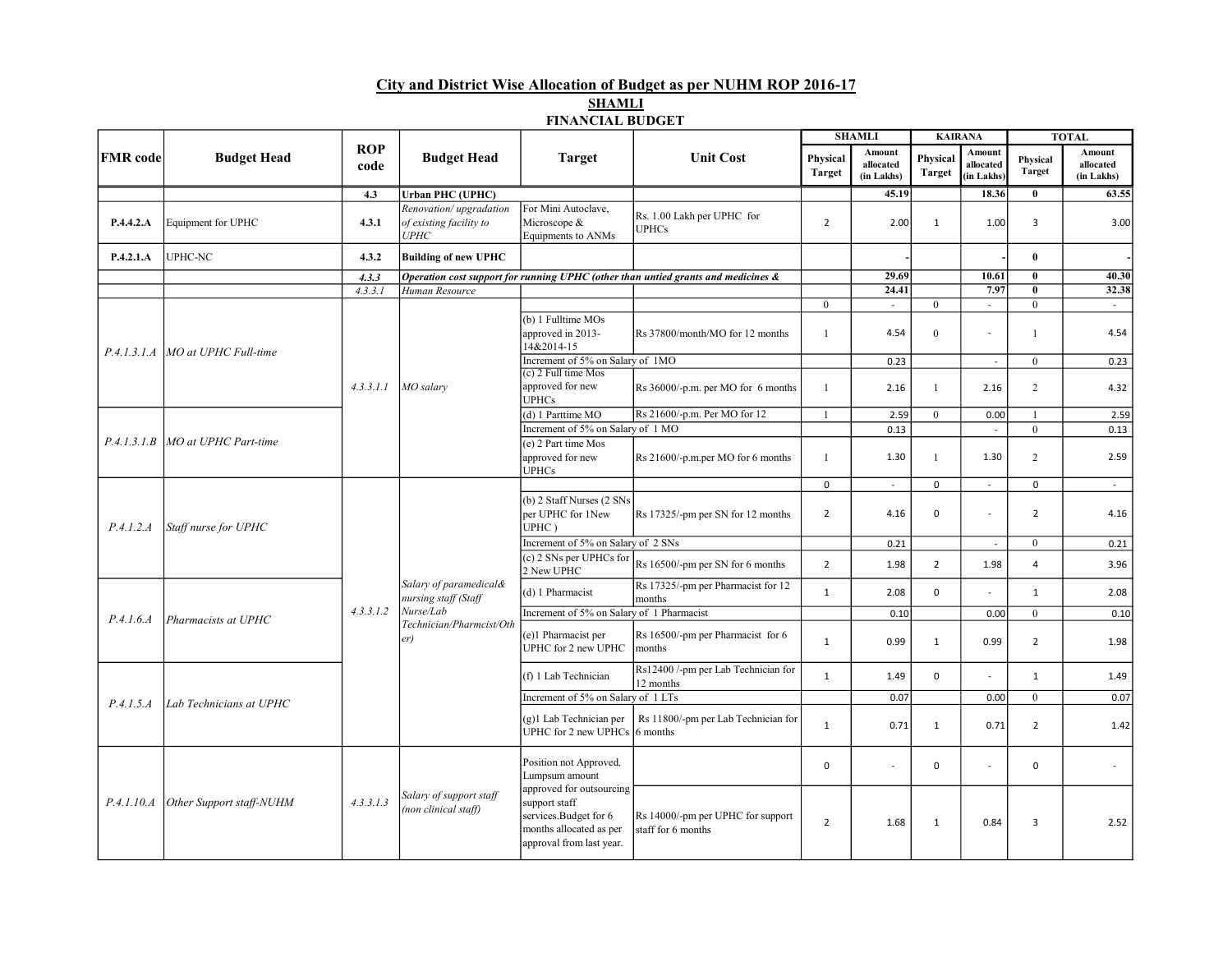## City and District Wise Allocation of Budget as per NUHM ROP 2016-17

### SHAMLI

### FINANCIAL BUDGET

| FMR code | Budget Head | ROP code | Budget Head | Target | Unit Cost | SHAMLI | | KAIRANA | | TOTAL | |
|---|---|---|---|---|---|---|---|---|---|---|---|
| | | | | | | Physical Target | Amount allocated (in Lakhs) | Physical Target | Amount allocated (in Lakhs) | Physical Target | Amount allocated (in Lakhs) |
| | | **4.3** | **Urban PHC (UPHC)** | | | | **45.19** | | **18.36** | **0** | **63.55** |
| **P.4.4.2.A** | Equipment for UPHC | **4.3.1** | *Renovation/ upgradation of existing facility to UPHC* | For Mini Autoclave, Microscope & Equipments to ANMs | Rs. 1.00 Lakh per UPHC for UPHCs | 2 | 2.00 | 1 | 1.00 | 3 | 3.00 |
| **P.4.2.1.A** | UPHC-NC | **4.3.2** | **Building of new UPHC** | | | | - | | - | **0** | - |
| | | *4.3.3* | ***Operation cost support for running UPHC (other than untied grants and medicines &*** | | | | **29.69** | | **10.61** | **0** | **40.30** |
| | | *4.3.3.1* | *Human Resource* | | | | **24.41** | | **7.97** | **0** | **32.38** |
| *P.4.1.3.1.A* | *MO at UPHC Full-time* | *4.3.3.1.1* | *MO salary* | | | 0 | - | 0 | - | 0 | - |
| | | | | (b) 1 Fulltime MOs approved in 2013-14&2014-15 | Rs 37800/month/MO for 12 months | 1 | 4.54 | 0 | - | 1 | 4.54 |
| | | | | Increment of 5% on Salary of 1MO | | | 0.23 | | - | 0 | 0.23 |
| | | | | (c) 2 Full time Mos approved for new UPHCs | Rs 36000/-p.m. per MO for 6 months | 1 | 2.16 | 1 | 2.16 | 2 | 4.32 |
| *P.4.1.3.1.B* | *MO at UPHC Part-time* | | | (d) 1 Parttime MO | Rs 21600/-p.m. Per MO for 12 | 1 | 2.59 | 0 | 0.00 | 1 | 2.59 |
| | | | | Increment of 5% on Salary of 1 MO | | | 0.13 | | - | 0 | 0.13 |
| | | | | (e) 2 Part time Mos approved for new UPHCs | Rs 21600/-p.m.per MO for 6 months | 1 | 1.30 | 1 | 1.30 | 2 | 2.59 |
| *P.4.1.2.A* | *Staff nurse for UPHC* | *4.3.3.1.2* | *Salary of paramedical& nursing staff (Staff Nurse/Lab Technician/Pharmcist/Other)* | | | 0 | - | 0 | - | 0 | - |
| | | | | (b) 2 Staff Nurses (2 SNs per UPHC for 1New UPHC ) | Rs 17325/-pm per SN for 12 months | 2 | 4.16 | 0 | - | 2 | 4.16 |
| | | | | Increment of 5% on Salary of 2 SNs | | | 0.21 | | - | 0 | 0.21 |
| | | | | (c) 2 SNs per UPHCs for 2 New UPHC | Rs 16500/-pm per SN for 6 months | 2 | 1.98 | 2 | 1.98 | 4 | 3.96 |
| *P.4.1.6.A* | *Pharmacists at UPHC* | | | (d) 1 Pharmacist | Rs 17325/-pm per Pharmacist for 12 months | 1 | 2.08 | 0 | - | 1 | 2.08 |
| | | | | Increment of 5% on Salary of 1 Pharmacist | | | 0.10 | | 0.00 | 0 | 0.10 |
| | | | | (e)1 Pharmacist per UPHC for 2 new UPHC | Rs 16500/-pm per Pharmacist for 6 months | 1 | 0.99 | 1 | 0.99 | 2 | 1.98 |
| *P.4.1.5.A* | *Lab Technicians at UPHC* | | | (f) 1 Lab Technician | Rs12400 /-pm per Lab Technician for 12 months | 1 | 1.49 | 0 | - | 1 | 1.49 |
| | | | | Increment of 5% on Salary of 1 LTs | | | 0.07 | | 0.00 | 0 | 0.07 |
| | | | | (g)1 Lab Technician per UPHC for 2 new UPHCs | Rs 11800/-pm per Lab Technician for 6 months | 1 | 0.71 | 1 | 0.71 | 2 | 1.42 |
| *P.4.1.10.A* | *Other Support staff-NUHM* | *4.3.3.1.3* | *Salary of support staff (non clinical staff)* | Position not Approved. | | 0 | - | 0 | - | 0 | - |
| | | | | Lumpsum amount approved for outsourcing support staff services.Budget for 6 months allocated as per approval from last year. | Rs 14000/-pm per UPHC for support staff for 6 months | 2 | 1.68 | 1 | 0.84 | 3 | 2.52 |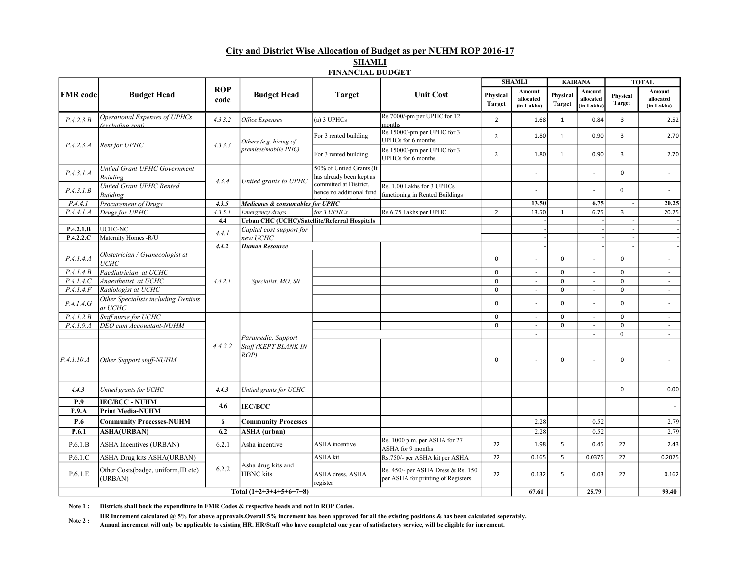## City and District Wise Allocation of Budget as per NUHM ROP 2016-17

### SHAMLI

### FINANCIAL BUDGET

| FMR code | Budget Head | ROP code | Budget Head | Target | Unit Cost | SHAMLI | | KAIRANA | | TOTAL | |
|---|---|---|---|---|---|---|---|---|---|---|---|
| | | | | | | Physical Target | Amount allocated (in Lakhs) | Physical Target | Amount allocated (in Lakhs) | Physical Target | Amount allocated (in Lakhs) |
| P.4.2.3.B | Operational Expenses of UPHCs (excluding rent) | 4.3.3.2 | Office Expenses | (a) 3 UPHCs | Rs 7000/-pm per UPHC for 12 months | 2 | 1.68 | 1 | 0.84 | 3 | 2.52 |
| P.4.2.3.A | Rent for UPHC | 4.3.3.3 | Others (e.g. hiring of premises/mobile PHC) | For 3 rented building | Rs 15000/-pm per UPHC for 3 UPHCs for 6 months | 2 | 1.80 | 1 | 0.90 | 3 | 2.70 |
| | | | | For 3 rented building | Rs 15000/-pm per UPHC for 3 UPHCs for 6 months | 2 | 1.80 | 1 | 0.90 | 3 | 2.70 |
| P.4.3.1.A | Untied Grant UPHC Government Building | 4.3.4 | Untied grants to UPHC | 50% of Untied Grants (It has already been kept as committed at District, hence no additional fund | | | - | | - | 0 | - |
| P.4.3.1.B | Untied Grant UPHC Rented Building | | | | Rs. 1.00 Lakhs for 3 UPHCs functioning in Rented Buildings | | - | | - | 0 | - |
| P.4.4.1 | Procurement of Drugs | **4.3.5** | ***Medicines & consumables for UPHC*** | | | | **13.50** | | **6.75** | **-** | **20.25** |
| P.4.4.1.A | Drugs for UPHC | 4.3.5.1 | Emergency drugs | for 3 UPHCs | Rs 6.75 Lakhs per UPHC | 2 | 13.50 | 1 | 6.75 | 3 | 20.25 |
| | | **4.4** | **Urban CHC (UCHC)/Satellite/Referral Hospitals** | | | | - | | - | - | - |
| **P.4.2.1.B** | UCHC-NC | 4.4.1 | Capital cost support for new UCHC | | | | - | | - | - | - |
| **P.4.2.2.C** | Maternity Homes -R/U | | | | | | - | | - | - | - |
| | | ***4.4.2*** | ***Human Resource*** | | | | **-** | | **-** | **-** | **-** |
| P.4.1.4.A | Obstetrician / Gyanecologist at UCHC | 4.4.2.1 | Specialist, MO, SN | | | 0 | - | 0 | - | 0 | - |
| P.4.1.4.B | Paediatrician at UCHC | | | | | 0 | - | 0 | - | 0 | - |
| P.4.1.4.C | Anaesthetist at UCHC | | | | | 0 | - | 0 | - | 0 | - |
| P.4.1.4.F | Radiologist at UCHC | | | | | 0 | - | 0 | - | 0 | - |
| P.4.1.4.G | Other Specialists including Dentists at UCHC | | | | | 0 | - | 0 | - | 0 | - |
| P.4.1.2.B | Staff nurse for UCHC | 4.4.2.2 | Paramedic, Support Staff (KEPT BLANK IN ROP) | | | 0 | - | 0 | - | 0 | - |
| P.4.1.9.A | DEO cum Accountant-NUHM | | | | | 0 | - | 0 | - | 0 | - |
| | | | | | | | - | | - | 0 | - |
| P.4.1.10.A | Other Support staff-NUHM | | | | | 0 | - | 0 | - | 0 | - |
| ***4.4.3*** | Untied grants for UCHC | ***4.4.3*** | Untied grants for UCHC | | | | | | | 0 | 0.00 |
| **P.9** | **IEC/BCC - NUHM** | **4.6** | **IEC/BCC** | | | | | | | | - |
| **P.9.A** | **Print Media-NUHM** | | | | | | | | | | |
| **P.6** | **Community Processes-NUHM** | **6** | **Community Processes** | | | | 2.28 | | 0.52 | | 2.79 |
| **P.6.1** | **ASHA(URBAN)** | **6.2** | **ASHA (urban)** | | | | 2.28 | | 0.52 | | 2.79 |
| P.6.1.B | ASHA Incentives (URBAN) | 6.2.1 | Asha incentive | ASHA incentive | Rs. 1000 p.m. per ASHA for 27 ASHA for 9 months | 22 | 1.98 | 5 | 0.45 | 27 | 2.43 |
| P.6.1.C | ASHA Drug kits ASHA(URBAN) | 6.2.2 | Asha drug kits and HBNC kits | ASHA kit | Rs.750/- per ASHA kit per ASHA | 22 | 0.165 | 5 | 0.0375 | 27 | 0.2025 |
| P.6.1.E | Other Costs(badge, uniform,ID etc) (URBAN) | | | ASHA dress, ASHA register | Rs. 450/- per ASHA Dress & Rs. 150 per ASHA for printing of Registers. | 22 | 0.132 | 5 | 0.03 | 27 | 0.162 |
| | **Total (1+2+3+4+5+6+7+8)** | | | | | | **67.61** | | **25.79** | | **93.40** |

**Note 1 :** **Districts shall book the expenditure in FMR Codes & respective heads and not in ROP Codes.**

**Note 2 :** **HR Increment calculated @ 5% for above approvals.Overall 5% increment has been approved for all the existing positions & has been calculated seperately. Annual increment will only be applicable to existing HR. HR/Staff who have completed one year of satisfactory service, will be eligible for increment.**